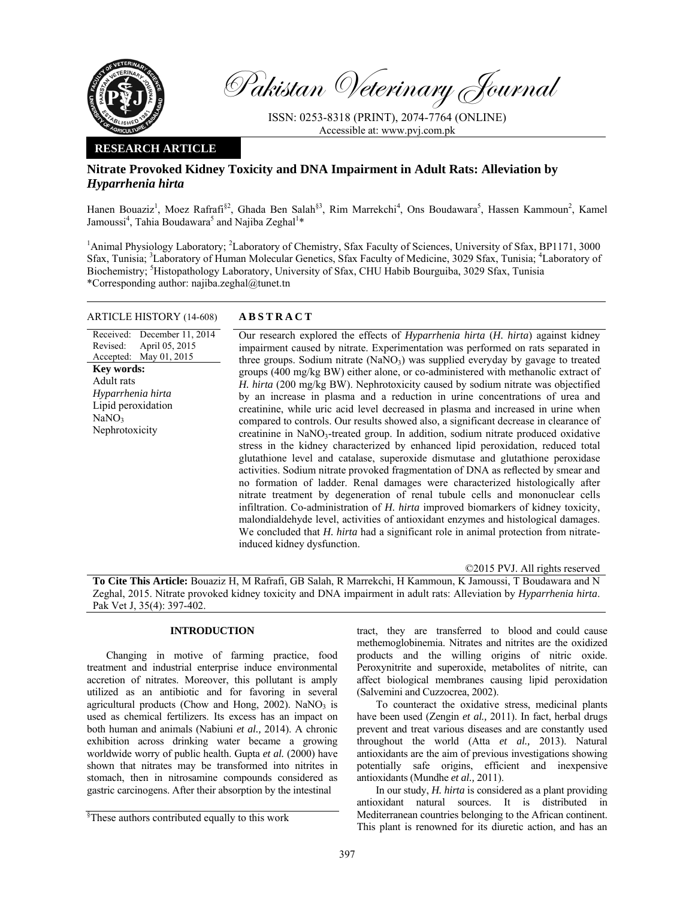# Pakistan Veterinary Journal

ISSN: 0253-8318 (PRINT), 2074-7764 (ONLINE)
Accessible at: www.pvj.com.pk

**RESEARCH ARTICLE**

## Nitrate Provoked Kidney Toxicity and DNA Impairment in Adult Rats: Alleviation by *Hyparrhenia hirta*

Hanen Bouaziz[1], Moez Rafrafi[§2], Ghada Ben Salah[§3], Rim Marrekchi[4], Ons Boudawara[5], Hassen Kammoun[2], Kamel Jamoussi[4], Tahia Boudawara[5] and Najiba Zeghal[1]*

[1]Animal Physiology Laboratory; [2]Laboratory of Chemistry, Sfax Faculty of Sciences, University of Sfax, BP1171, 3000 Sfax, Tunisia; [3]Laboratory of Human Molecular Genetics, Sfax Faculty of Medicine, 3029 Sfax, Tunisia; [4]Laboratory of Biochemistry; [5]Histopathology Laboratory, University of Sfax, CHU Habib Bourguiba, 3029 Sfax, Tunisia
*Corresponding author: najiba.zeghal@tunet.tn

**ARTICLE HISTORY** (14-608)

Received: December 11, 2014
Revised: April 05, 2015
Accepted: May 01, 2015

**Key words:**
Adult rats
*Hyparrhenia hirta*
Lipid peroxidation
$NaNO_3$
Nephrotoxicity

**ABSTRACT**

Our research explored the effects of *Hyparrhenia hirta* (*H. hirta*) against kidney impairment caused by nitrate. Experimentation was performed on rats separated in three groups. Sodium nitrate ($NaNO_3$) was supplied everyday by gavage to treated groups (400 mg/kg BW) either alone, or co-administered with methanolic extract of *H. hirta* (200 mg/kg BW). Nephrotoxicity caused by sodium nitrate was objectified by an increase in plasma and a reduction in urine concentrations of urea and creatinine, while uric acid level decreased in plasma and increased in urine when compared to controls. Our results showed also, a significant decrease in clearance of creatinine in $NaNO_3$-treated group. In addition, sodium nitrate produced oxidative stress in the kidney characterized by enhanced lipid peroxidation, reduced total glutathione level and catalase, superoxide dismutase and glutathione peroxidase activities. Sodium nitrate provoked fragmentation of DNA as reflected by smear and no formation of ladder. Renal damages were characterized histologically after nitrate treatment by degeneration of renal tubule cells and mononuclear cells infiltration. Co-administration of *H. hirta* improved biomarkers of kidney toxicity, malondialdehyde level, activities of antioxidant enzymes and histological damages. We concluded that *H. hirta* had a significant role in animal protection from nitrate-induced kidney dysfunction.

©2015 PVJ. All rights reserved

**To Cite This Article:** Bouaziz H, M Rafrafi, GB Salah, R Marrekchi, H Kammoun, K Jamoussi, T Boudawara and N Zeghal, 2015. Nitrate provoked kidney toxicity and DNA impairment in adult rats: Alleviation by *Hyparrhenia hirta*. Pak Vet J, 35(4): 397-402.

## INTRODUCTION

Changing in motive of farming practice, food treatment and industrial enterprise induce environmental accretion of nitrates. Moreover, this pollutant is amply utilized as an antibiotic and for favoring in several agricultural products (Chow and Hong, 2002). $NaNO_3$ is used as chemical fertilizers. Its excess has an impact on both human and animals (Nabiuni *et al.,* 2014). A chronic exhibition across drinking water became a growing worldwide worry of public health. Gupta *et al.* (2000) have shown that nitrates may be transformed into nitrites in stomach, then in nitrosamine compounds considered as gastric carcinogens. After their absorption by the intestinal tract, they are transferred to blood and could cause methemoglobinemia. Nitrates and nitrites are the oxidized products and the willing origins of nitric oxide. Peroxynitrite and superoxide, metabolites of nitrite, can affect biological membranes causing lipid peroxidation (Salvemini and Cuzzocrea, 2002).

To counteract the oxidative stress, medicinal plants have been used (Zengin *et al.,* 2011). In fact, herbal drugs prevent and treat various diseases and are constantly used throughout the world (Atta *et al.,* 2013). Natural antioxidants are the aim of previous investigations showing potentially safe origins, efficient and inexpensive antioxidants (Mundhe *et al.,* 2011).

In our study, *H. hirta* is considered as a plant providing antioxidant natural sources. It is distributed in Mediterranean countries belonging to the African continent. This plant is renowned for its diuretic action, and has an

[§]These authors contributed equally to this work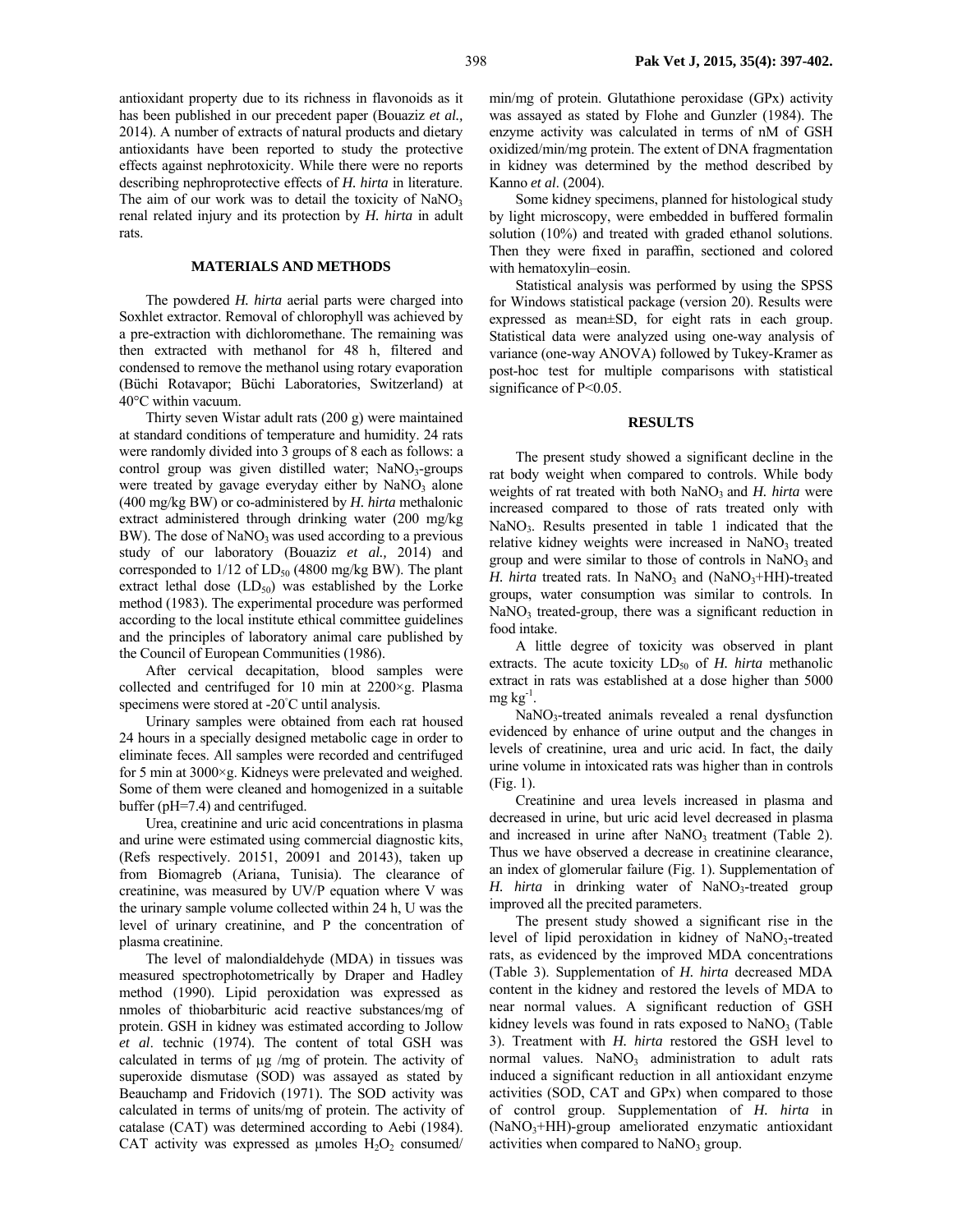antioxidant property due to its richness in flavonoids as it has been published in our precedent paper (Bouaziz *et al.,* 2014). A number of extracts of natural products and dietary antioxidants have been reported to study the protective effects against nephrotoxicity. While there were no reports describing nephroprotective effects of *H. hirta* in literature. The aim of our work was to detail the toxicity of $NaNO_3$ renal related injury and its protection by *H. hirta* in adult rats.

## MATERIALS AND METHODS

The powdered *H. hirta* aerial parts were charged into Soxhlet extractor. Removal of chlorophyll was achieved by a pre-extraction with dichloromethane. The remaining was then extracted with methanol for 48 h, filtered and condensed to remove the methanol using rotary evaporation (Büchi Rotavapor; Büchi Laboratories, Switzerland) at 40°C within vacuum.

Thirty seven Wistar adult rats (200 g) were maintained at standard conditions of temperature and humidity. 24 rats were randomly divided into 3 groups of 8 each as follows: a control group was given distilled water; $NaNO_3$-groups were treated by gavage everyday either by $NaNO_3$ alone (400 mg/kg BW) or co-administered by *H. hirta* methalonic extract administered through drinking water (200 mg/kg BW). The dose of $NaNO_3$ was used according to a previous study of our laboratory (Bouaziz *et al.,* 2014) and corresponded to 1/12 of $LD_{50}$ (4800 mg/kg BW). The plant extract lethal dose ($LD_{50}$) was established by the Lorke method (1983). The experimental procedure was performed according to the local institute ethical committee guidelines and the principles of laboratory animal care published by the Council of European Communities (1986).

After cervical decapitation, blood samples were collected and centrifuged for 10 min at 2200×g. Plasma specimens were stored at -20°C until analysis.

Urinary samples were obtained from each rat housed 24 hours in a specially designed metabolic cage in order to eliminate feces. All samples were recorded and centrifuged for 5 min at 3000×g. Kidneys were prelevated and weighed. Some of them were cleaned and homogenized in a suitable buffer (pH=7.4) and centrifuged.

Urea, creatinine and uric acid concentrations in plasma and urine were estimated using commercial diagnostic kits, (Refs respectively. 20151, 20091 and 20143), taken up from Biomagreb (Ariana, Tunisia). The clearance of creatinine, was measured by UV/P equation where V was the urinary sample volume collected within 24 h, U was the level of urinary creatinine, and P the concentration of plasma creatinine.

The level of malondialdehyde (MDA) in tissues was measured spectrophotometrically by Draper and Hadley method (1990). Lipid peroxidation was expressed as nmoles of thiobarbituric acid reactive substances/mg of protein. GSH in kidney was estimated according to Jollow *et al*. technic (1974). The content of total GSH was calculated in terms of µg /mg of protein. The activity of superoxide dismutase (SOD) was assayed as stated by Beauchamp and Fridovich (1971). The SOD activity was calculated in terms of units/mg of protein. The activity of catalase (CAT) was determined according to Aebi (1984). CAT activity was expressed as µmoles $H_2O_2$ consumed/min/mg of protein. Glutathione peroxidase (GPx) activity was assayed as stated by Flohe and Gunzler (1984). The enzyme activity was calculated in terms of nM of GSH oxidized/min/mg protein. The extent of DNA fragmentation in kidney was determined by the method described by Kanno *et al*. (2004).

Some kidney specimens, planned for histological study by light microscopy, were embedded in buffered formalin solution (10%) and treated with graded ethanol solutions. Then they were fixed in paraffin, sectioned and colored with hematoxylin–eosin.

Statistical analysis was performed by using the SPSS for Windows statistical package (version 20). Results were expressed as mean±SD, for eight rats in each group. Statistical data were analyzed using one-way analysis of variance (one-way ANOVA) followed by Tukey-Kramer as post-hoc test for multiple comparisons with statistical significance of $P<0.05$.

## RESULTS

The present study showed a significant decline in the rat body weight when compared to controls. While body weights of rat treated with both $NaNO_3$ and *H. hirta* were increased compared to those of rats treated only with $NaNO_3$. Results presented in table 1 indicated that the relative kidney weights were increased in $NaNO_3$ treated group and were similar to those of controls in $NaNO_3$ and *H. hirta* treated rats. In $NaNO_3$ and ($NaNO_3$+HH)-treated groups, water consumption was similar to controls. In $NaNO_3$ treated-group, there was a significant reduction in food intake.

A little degree of toxicity was observed in plant extracts. The acute toxicity $LD_{50}$ of *H. hirta* methanolic extract in rats was established at a dose higher than 5000 $mg\ kg^{-1}$.

$NaNO_3$-treated animals revealed a renal dysfunction evidenced by enhance of urine output and the changes in levels of creatinine, urea and uric acid. In fact, the daily urine volume in intoxicated rats was higher than in controls (Fig. 1).

Creatinine and urea levels increased in plasma and decreased in urine, but uric acid level decreased in plasma and increased in urine after $NaNO_3$ treatment (Table 2). Thus we have observed a decrease in creatinine clearance, an index of glomerular failure (Fig. 1). Supplementation of *H. hirta* in drinking water of $NaNO_3$-treated group improved all the precited parameters.

The present study showed a significant rise in the level of lipid peroxidation in kidney of $NaNO_3$-treated rats, as evidenced by the improved MDA concentrations (Table 3). Supplementation of *H. hirta* decreased MDA content in the kidney and restored the levels of MDA to near normal values. A significant reduction of GSH kidney levels was found in rats exposed to $NaNO_3$ (Table 3). Treatment with *H. hirta* restored the GSH level to normal values. $NaNO_3$ administration to adult rats induced a significant reduction in all antioxidant enzyme activities (SOD, CAT and GPx) when compared to those of control group. Supplementation of *H. hirta* in ($NaNO_3$+HH)-group ameliorated enzymatic antioxidant activities when compared to $NaNO_3$ group.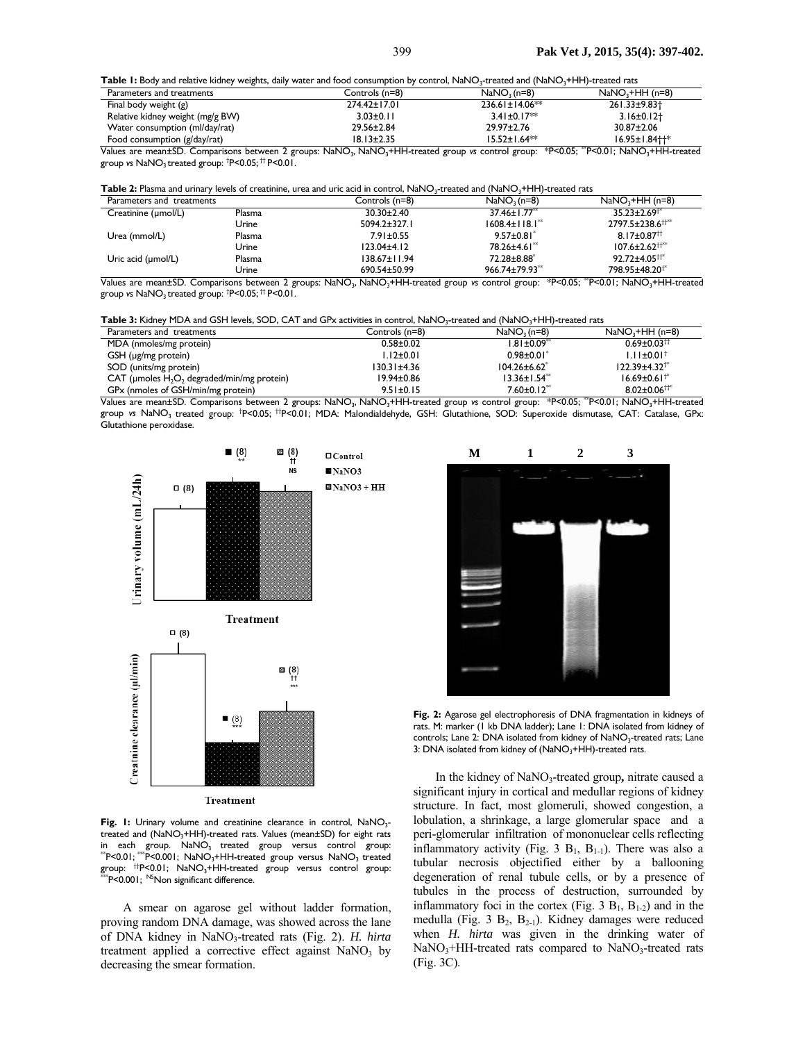**Table 1:** Body and relative kidney weights, daily water and food consumption by control, $NaNO_3$-treated and ($NaNO_3$+HH)-treated rats

| Parameters and treatments | Controls (n=8) | $NaNO_3$ (n=8) | $NaNO_3$+HH (n=8) |
|---|---|---|---|
| Final body weight (g) | 274.42±17.01 | 236.61±14.06** | 261.33±9.83† |
| Relative kidney weight (mg/g BW) | 3.03±0.11 | 3.41±0.17** | 3.16±0.12† |
| Water consumption (ml/day/rat) | 29.56±2.84 | 29.97±2.76 | 30.87±2.06 |
| Food consumption (g/day/rat) | 18.13±2.35 | 15.52±1.64** | 16.95±1.84††* |

Values are mean±SD. Comparisons between 2 groups: $NaNO_3$, $NaNO_3$+HH-treated group *vs* control group: *P<0.05; **P<0.01; $NaNO_3$+HH-treated group *vs* $NaNO_3$ treated group: †P<0.05; †† P<0.01.

**Table 2:** Plasma and urinary levels of creatinine, urea and uric acid in control, $NaNO_3$-treated and ($NaNO_3$+HH)-treated rats

| Parameters and treatments | | Controls (n=8) | $NaNO_3$ (n=8) | $NaNO_3$+HH (n=8) |
|---|---|---|---|---|
| Creatinine (µmol/L) | Plasma | 30.30±2.40 | 37.46±1.77** | 35.23±2.69†* |
| | Urine | 5094.2±327.1 | 1608.4±118.1** | 2797.5±238.6††** |
| Urea (mmol/L) | Plasma | 7.91±0.55 | 9.57±0.81* | 8.17±0.87†† |
| | Urine | 123.04±4.12 | 78.26±4.61** | 107.6±2.62††** |
| Uric acid (µmol/L) | Plasma | 138.67±11.94 | 72.28±8.88* | 92.72±4.05††* |
| | Urine | 690.54±50.99 | 966.74±79.93** | 798.95±48.20†* |

Values are mean±SD. Comparisons between 2 groups: $NaNO_3$, $NaNO_3$+HH-treated group *vs* control group: *P<0.05; **P<0.01; $NaNO_3$+HH-treated group *vs* $NaNO_3$ treated group: †P<0.05; †† P<0.01.

**Table 3:** Kidney MDA and GSH levels, SOD, CAT and GPx activities in control, $NaNO_3$-treated and ($NaNO_3$+HH)-treated rats

| Parameters and treatments | Controls (n=8) | $NaNO_3$ (n=8) | $NaNO_3$+HH (n=8) |
|---|---|---|---|
| MDA (nmoles/mg protein) | 0.58±0.02 | 1.81±0.09** | 0.69±0.03†† |
| GSH (µg/mg protein) | 1.12±0.01 | 0.98±0.01* | 1.11±0.01† |
| SOD (units/mg protein) | 130.31±4.36 | 104.26±6.62* | 122.39±4.32†* |
| CAT (µmoles $H_2O_2$ degraded/min/mg protein) | 19.94±0.86 | 13.36±1.54** | 16.69±0.61†* |
| GPx (nmoles of GSH/min/mg protein) | 9.51±0.15 | 7.60±0.12** | 8.02±0.06††* |

Values are mean±SD. Comparisons between 2 groups: $NaNO_3$, $NaNO_3$+HH-treated group *vs* control group: *P<0.05; **P<0.01; $NaNO_3$+HH-treated group *vs* $NaNO_3$ treated group: †P<0.05; ††P<0.01; MDA: Malondialdehyde, GSH: Glutathione, SOD: Superoxide dismutase, CAT: Catalase, GPx: Glutathione peroxidase.

**Fig. 1:** Urinary volume and creatinine clearance in control, $NaNO_3$-treated and ($NaNO_3$+HH)-treated rats. Values (mean±SD) for eight rats in each group. $NaNO_3$ treated group versus control group: **P<0.01; ***P<0.001; $NaNO_3$+HH-treated group versus $NaNO_3$ treated group: ††P<0.01; $NaNO_3$+HH-treated group versus control group: ***P<0.001; NSNon significant difference.

A smear on agarose gel without ladder formation, proving random DNA damage, was showed across the lane of DNA kidney in $NaNO_3$-treated rats (Fig. 2). *H. hirta* treatment applied a corrective effect against $NaNO_3$ by decreasing the smear formation.

**Fig. 2:** Agarose gel electrophoresis of DNA fragmentation in kidneys of rats. M: marker (1 kb DNA ladder); Lane 1: DNA isolated from kidney of controls; Lane 2: DNA isolated from kidney of $NaNO_3$-treated rats; Lane 3: DNA isolated from kidney of ($NaNO_3$+HH)-treated rats.

In the kidney of $NaNO_3$-treated group**,** nitrate caused a significant injury in cortical and medullar regions of kidney structure. In fact, most glomeruli, showed congestion, a lobulation, a shrinkage, a large glomerular space and a peri-glomerular infiltration of mononuclear cells reflecting inflammatory activity (Fig. 3 $B_1$, $B_{1-1}$). There was also a tubular necrosis objectified either by a ballooning degeneration of renal tubule cells, or by a presence of tubules in the process of destruction, surrounded by inflammatory foci in the cortex (Fig. 3 $B_1$, $B_{1-2}$) and in the medulla (Fig. 3 $B_2$, $B_{2-1}$). Kidney damages were reduced when *H. hirta* was given in the drinking water of $NaNO_3$+HH-treated rats compared to $NaNO_3$-treated rats (Fig. 3C).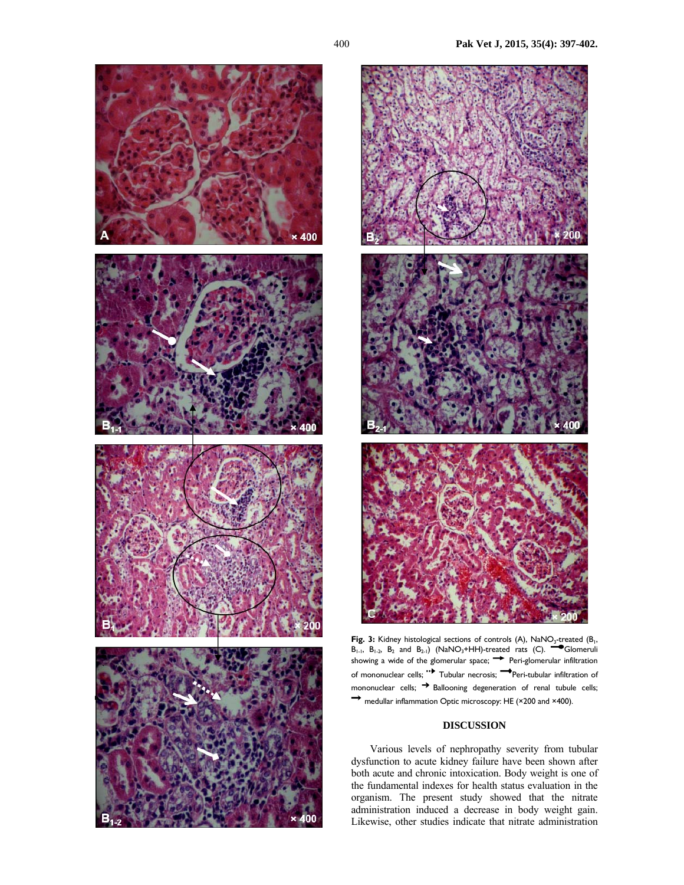**Fig. 3:** Kidney histological sections of controls (A), $NaNO_3$-treated ($B_1$, $B_{1-1}$, $B_{1-2}$, $B_2$ and $B_{2-1}$) ($NaNO_3$+HH)-treated rats (C). ⟶● Glomeruli showing a wide of the glomerular space; ⟶ Peri-glomerular infiltration of mononuclear cells; ⇢ Tubular necrosis; ⟶ Peri-tubular infiltration of mononuclear cells; ➔ Ballooning degeneration of renal tubule cells; → medullar inflammation Optic microscopy: HE (×200 and ×400).

## DISCUSSION

Various levels of nephropathy severity from tubular dysfunction to acute kidney failure have been shown after both acute and chronic intoxication. Body weight is one of the fundamental indexes for health status evaluation in the organism. The present study showed that the nitrate administration induced a decrease in body weight gain. Likewise, other studies indicate that nitrate administration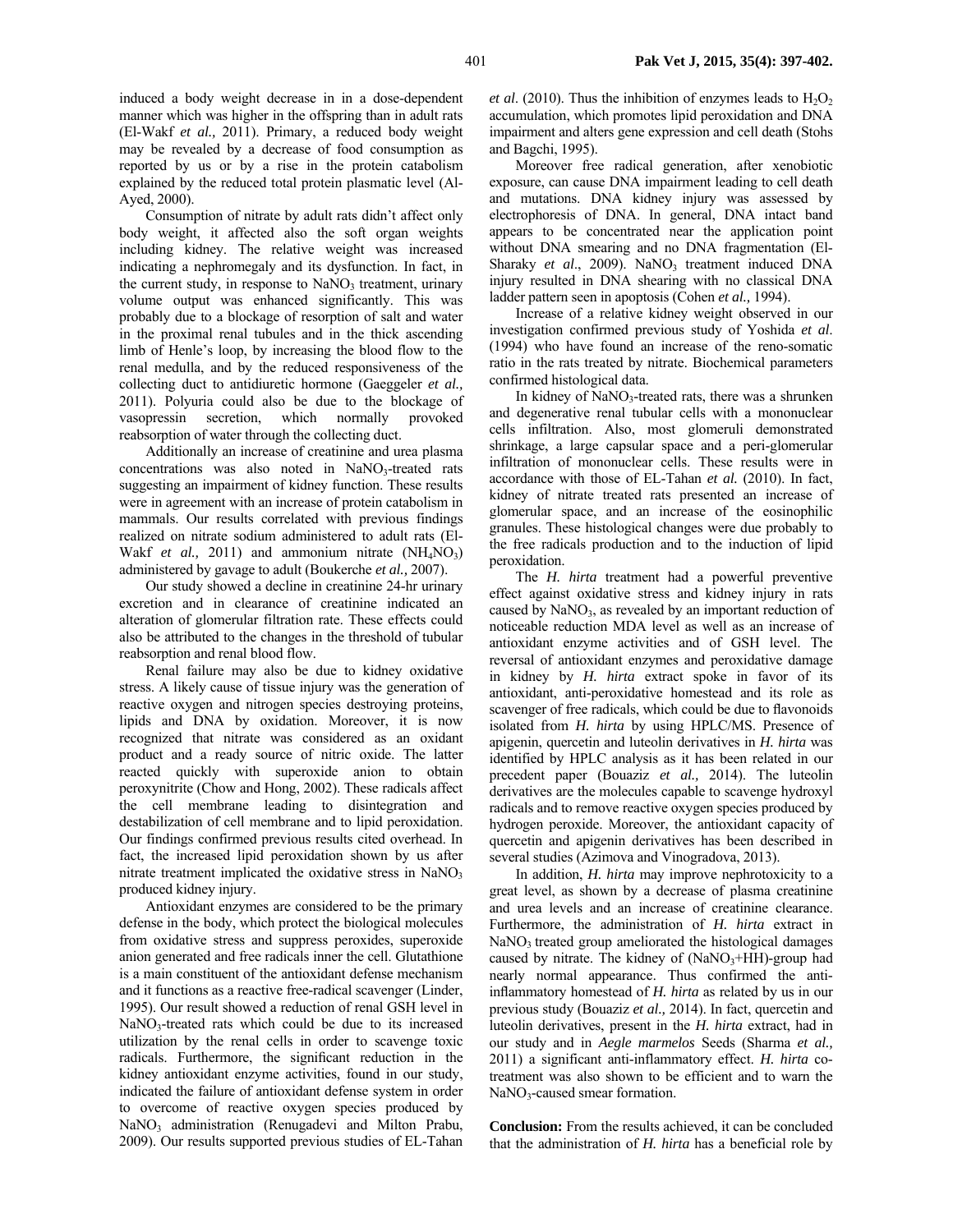induced a body weight decrease in in a dose-dependent manner which was higher in the offspring than in adult rats (El-Wakf *et al.,* 2011). Primary, a reduced body weight may be revealed by a decrease of food consumption as reported by us or by a rise in the protein catabolism explained by the reduced total protein plasmatic level (Al-Ayed, 2000).

Consumption of nitrate by adult rats didn't affect only body weight, it affected also the soft organ weights including kidney. The relative weight was increased indicating a nephromegaly and its dysfunction. In fact, in the current study, in response to $NaNO_3$ treatment, urinary volume output was enhanced significantly. This was probably due to a blockage of resorption of salt and water in the proximal renal tubules and in the thick ascending limb of Henle's loop, by increasing the blood flow to the renal medulla, and by the reduced responsiveness of the collecting duct to antidiuretic hormone (Gaeggeler *et al.,* 2011). Polyuria could also be due to the blockage of vasopressin secretion, which normally provoked reabsorption of water through the collecting duct.

Additionally an increase of creatinine and urea plasma concentrations was also noted in $NaNO_3$-treated rats suggesting an impairment of kidney function. These results were in agreement with an increase of protein catabolism in mammals. Our results correlated with previous findings realized on nitrate sodium administered to adult rats (El-Wakf *et al.,* 2011) and ammonium nitrate ($NH_4NO_3$) administered by gavage to adult (Boukerche *et al.,* 2007).

Our study showed a decline in creatinine 24-hr urinary excretion and in clearance of creatinine indicated an alteration of glomerular filtration rate. These effects could also be attributed to the changes in the threshold of tubular reabsorption and renal blood flow.

Renal failure may also be due to kidney oxidative stress. A likely cause of tissue injury was the generation of reactive oxygen and nitrogen species destroying proteins, lipids and DNA by oxidation. Moreover, it is now recognized that nitrate was considered as an oxidant product and a ready source of nitric oxide. The latter reacted quickly with superoxide anion to obtain peroxynitrite (Chow and Hong, 2002). These radicals affect the cell membrane leading to disintegration and destabilization of cell membrane and to lipid peroxidation. Our findings confirmed previous results cited overhead. In fact, the increased lipid peroxidation shown by us after nitrate treatment implicated the oxidative stress in $NaNO_3$ produced kidney injury.

Antioxidant enzymes are considered to be the primary defense in the body, which protect the biological molecules from oxidative stress and suppress peroxides, superoxide anion generated and free radicals inner the cell. Glutathione is a main constituent of the antioxidant defense mechanism and it functions as a reactive free-radical scavenger (Linder, 1995). Our result showed a reduction of renal GSH level in $NaNO_3$-treated rats which could be due to its increased utilization by the renal cells in order to scavenge toxic radicals. Furthermore, the significant reduction in the kidney antioxidant enzyme activities, found in our study, indicated the failure of antioxidant defense system in order to overcome of reactive oxygen species produced by $NaNO_3$ administration (Renugadevi and Milton Prabu, 2009). Our results supported previous studies of EL-Tahan *et al.* (2010). Thus the inhibition of enzymes leads to $H_2O_2$ accumulation, which promotes lipid peroxidation and DNA impairment and alters gene expression and cell death (Stohs and Bagchi, 1995).

Moreover free radical generation, after xenobiotic exposure, can cause DNA impairment leading to cell death and mutations. DNA kidney injury was assessed by electrophoresis of DNA. In general, DNA intact band appears to be concentrated near the application point without DNA smearing and no DNA fragmentation (El-Sharaky *et al*., 2009). $NaNO_3$ treatment induced DNA injury resulted in DNA shearing with no classical DNA ladder pattern seen in apoptosis (Cohen *et al.,* 1994).

Increase of a relative kidney weight observed in our investigation confirmed previous study of Yoshida *et al*. (1994) who have found an increase of the reno-somatic ratio in the rats treated by nitrate. Biochemical parameters confirmed histological data.

In kidney of $NaNO_3$-treated rats, there was a shrunken and degenerative renal tubular cells with a mononuclear cells infiltration. Also, most glomeruli demonstrated shrinkage, a large capsular space and a peri-glomerular infiltration of mononuclear cells. These results were in accordance with those of EL-Tahan *et al.* (2010). In fact, kidney of nitrate treated rats presented an increase of glomerular space, and an increase of the eosinophilic granules. These histological changes were due probably to the free radicals production and to the induction of lipid peroxidation.

The *H. hirta* treatment had a powerful preventive effect against oxidative stress and kidney injury in rats caused by $NaNO_3$, as revealed by an important reduction of noticeable reduction MDA level as well as an increase of antioxidant enzyme activities and of GSH level. The reversal of antioxidant enzymes and peroxidative damage in kidney by *H. hirta* extract spoke in favor of its antioxidant, anti-peroxidative homestead and its role as scavenger of free radicals, which could be due to flavonoids isolated from *H. hirta* by using HPLC/MS. Presence of apigenin, quercetin and luteolin derivatives in *H. hirta* was identified by HPLC analysis as it has been related in our precedent paper (Bouaziz *et al.,* 2014). The luteolin derivatives are the molecules capable to scavenge hydroxyl radicals and to remove reactive oxygen species produced by hydrogen peroxide. Moreover, the antioxidant capacity of quercetin and apigenin derivatives has been described in several studies (Azimova and Vinogradova, 2013).

In addition, *H. hirta* may improve nephrotoxicity to a great level, as shown by a decrease of plasma creatinine and urea levels and an increase of creatinine clearance. Furthermore, the administration of *H. hirta* extract in $NaNO_3$ treated group ameliorated the histological damages caused by nitrate. The kidney of ($NaNO_3$+HH)-group had nearly normal appearance. Thus confirmed the anti-inflammatory homestead of *H. hirta* as related by us in our previous study (Bouaziz *et al.,* 2014). In fact, quercetin and luteolin derivatives, present in the *H. hirta* extract, had in our study and in *Aegle marmelos* Seeds (Sharma *et al.,* 2011) a significant anti-inflammatory effect. *H. hirta* co-treatment was also shown to be efficient and to warn the $NaNO_3$-caused smear formation.

**Conclusion:** From the results achieved, it can be concluded that the administration of *H. hirta* has a beneficial role by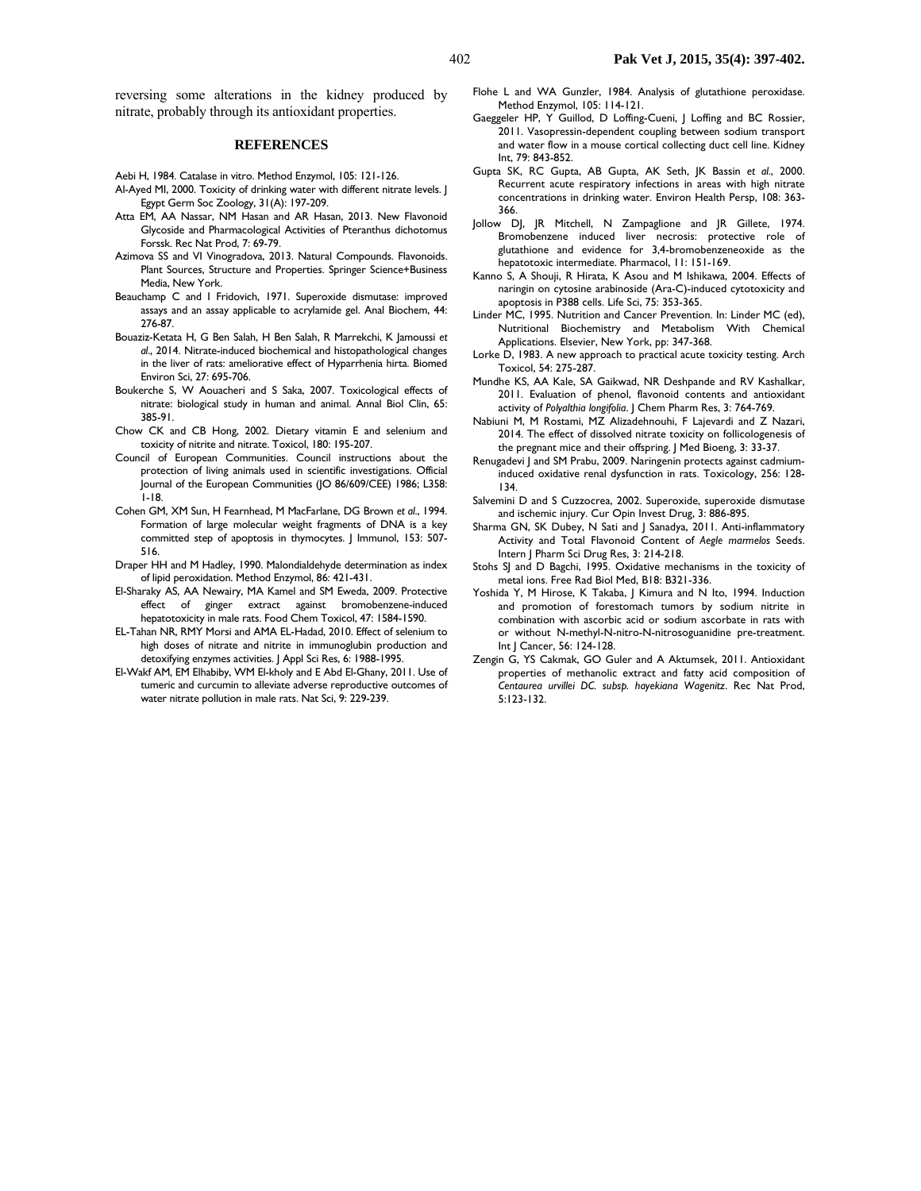reversing some alterations in the kidney produced by nitrate, probably through its antioxidant properties.

## REFERENCES

Aebi H, 1984. Catalase in vitro. Method Enzymol, 105: 121-126.

Al-Ayed MI, 2000. Toxicity of drinking water with different nitrate levels. J Egypt Germ Soc Zoology, 31(A): 197-209.

Atta EM, AA Nassar, NM Hasan and AR Hasan, 2013. New Flavonoid Glycoside and Pharmacological Activities of Pteranthus dichotomus Forssk. Rec Nat Prod, 7: 69-79.

Azimova SS and VI Vinogradova, 2013. Natural Compounds. Flavonoids. Plant Sources, Structure and Properties. Springer Science+Business Media, New York.

Beauchamp C and I Fridovich, 1971. Superoxide dismutase: improved assays and an assay applicable to acrylamide gel. Anal Biochem, 44: 276-87.

Bouaziz-Ketata H, G Ben Salah, H Ben Salah, R Marrekchi, K Jamoussi *et al*., 2014. Nitrate-induced biochemical and histopathological changes in the liver of rats: ameliorative effect of Hyparrhenia hirta. Biomed Environ Sci, 27: 695-706.

Boukerche S, W Aouacheri and S Saka, 2007. Toxicological effects of nitrate: biological study in human and animal. Annal Biol Clin, 65: 385-91.

Chow CK and CB Hong, 2002. Dietary vitamin E and selenium and toxicity of nitrite and nitrate. Toxicol, 180: 195-207.

Council of European Communities. Council instructions about the protection of living animals used in scientific investigations. Official Journal of the European Communities (JO 86/609/CEE) 1986; L358: 1-18.

Cohen GM, XM Sun, H Fearnhead, M MacFarlane, DG Brown *et al*., 1994. Formation of large molecular weight fragments of DNA is a key committed step of apoptosis in thymocytes. J Immunol, 153: 507-516.

Draper HH and M Hadley, 1990. Malondialdehyde determination as index of lipid peroxidation. Method Enzymol, 86: 421-431.

El-Sharaky AS, AA Newairy, MA Kamel and SM Eweda, 2009. Protective effect of ginger extract against bromobenzene-induced hepatotoxicity in male rats. Food Chem Toxicol, 47: 1584-1590.

EL-Tahan NR, RMY Morsi and AMA EL-Hadad, 2010. Effect of selenium to high doses of nitrate and nitrite in immunoglubin production and detoxifying enzymes activities. J Appl Sci Res, 6: 1988-1995.

El-Wakf AM, EM Elhabiby, WM El-kholy and E Abd El-Ghany, 2011. Use of tumeric and curcumin to alleviate adverse reproductive outcomes of water nitrate pollution in male rats. Nat Sci, 9: 229-239.

Flohe L and WA Gunzler, 1984. Analysis of glutathione peroxidase. Method Enzymol, 105: 114-121.

Gaeggeler HP, Y Guillod, D Loffing-Cueni, J Loffing and BC Rossier, 2011. Vasopressin-dependent coupling between sodium transport and water flow in a mouse cortical collecting duct cell line. Kidney Int, 79: 843-852.

Gupta SK, RC Gupta, AB Gupta, AK Seth, JK Bassin *et al*., 2000. Recurrent acute respiratory infections in areas with high nitrate concentrations in drinking water. Environ Health Persp, 108: 363-366.

Jollow DJ, JR Mitchell, N Zampaglione and JR Gillete, 1974. Bromobenzene induced liver necrosis: protective role of glutathione and evidence for 3,4-bromobenzeneoxide as the hepatotoxic intermediate. Pharmacol, 11: 151-169.

Kanno S, A Shouji, R Hirata, K Asou and M Ishikawa, 2004. Effects of naringin on cytosine arabinoside (Ara-C)-induced cytotoxicity and apoptosis in P388 cells. Life Sci, 75: 353-365.

Linder MC, 1995. Nutrition and Cancer Prevention. In: Linder MC (ed), Nutritional Biochemistry and Metabolism With Chemical Applications. Elsevier, New York, pp: 347-368.

Lorke D, 1983. A new approach to practical acute toxicity testing. Arch Toxicol, 54: 275-287.

Mundhe KS, AA Kale, SA Gaikwad, NR Deshpande and RV Kashalkar, 2011. Evaluation of phenol, flavonoid contents and antioxidant activity of *Polyalthia longifolia*. J Chem Pharm Res, 3: 764-769.

Nabiuni M, M Rostami, MZ Alizadehnouhi, F Lajevardi and Z Nazari, 2014. The effect of dissolved nitrate toxicity on follicologenesis of the pregnant mice and their offspring. J Med Bioeng, 3: 33-37.

Renugadevi J and SM Prabu, 2009. Naringenin protects against cadmium-induced oxidative renal dysfunction in rats. Toxicology, 256: 128-134.

Salvemini D and S Cuzzocrea, 2002. Superoxide, superoxide dismutase and ischemic injury. Cur Opin Invest Drug, 3: 886-895.

Sharma GN, SK Dubey, N Sati and J Sanadya, 2011. Anti-inflammatory Activity and Total Flavonoid Content of *Aegle marmelos* Seeds. Intern J Pharm Sci Drug Res, 3: 214-218.

Stohs SJ and D Bagchi, 1995. Oxidative mechanisms in the toxicity of metal ions. Free Rad Biol Med, B18: B321-336.

Yoshida Y, M Hirose, K Takaba, J Kimura and N Ito, 1994. Induction and promotion of forestomach tumors by sodium nitrite in combination with ascorbic acid or sodium ascorbate in rats with or without N-methyl-N-nitro-N-nitrosoguanidine pre-treatment. Int J Cancer, 56: 124-128.

Zengin G, YS Cakmak, GO Guler and A Aktumsek, 2011. Antioxidant properties of methanolic extract and fatty acid composition of *Centaurea urvillei DC. subsp. hayekiana Wagenitz*. Rec Nat Prod, 5:123-132.